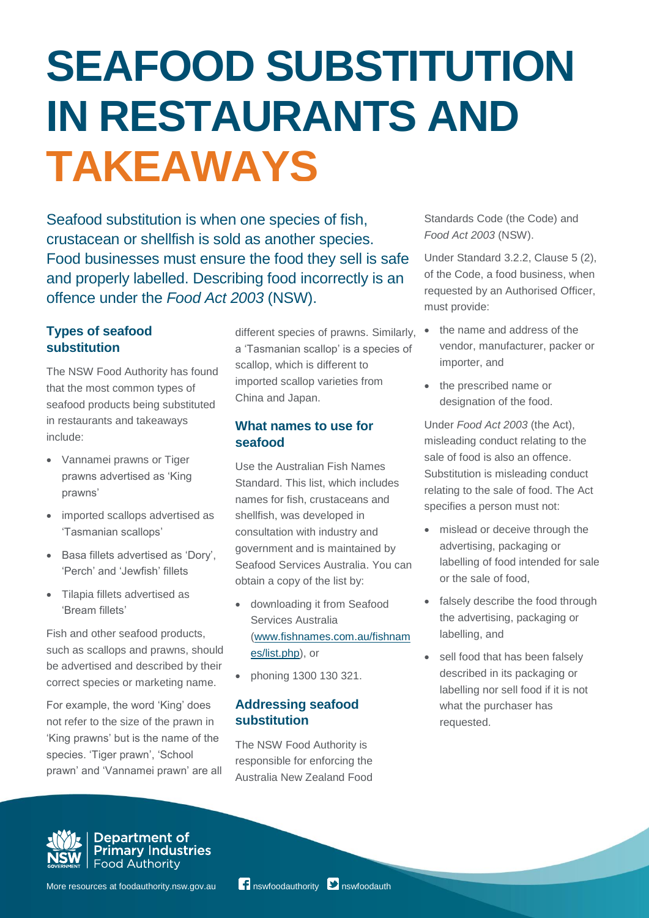# SEAFOOD SUBSTITUTION IN RESTAURANTS AND TAKEAWAYS

Seafood substitution is when one species of fish, crustacean or shellfish is sold as another species. Food businesses must ensure the food they sell is safe and properly labelled. Describing food incorrectly is an offence under the *Food Act 2003* (NSW).

## Types of seafood substitution

The NSW Food Authority has found that the most common types of seafood products being substituted in restaurants and takeaways include:

- Vannamei prawns or Tiger prawns advertised as 'King prawns'
- imported scallops advertised as 'Tasmanian scallops'
- Basa fillets advertised as 'Dory', 'Perch' and 'Jewfish' fillets
- Tilapia fillets advertised as 'Bream fillets'

Fish and other seafood products, such as scallops and prawns, should be advertised and described by their correct species or marketing name.

For example, the word 'King' does not refer to the size of the prawn in 'King prawns' but is the name of the species. 'Tiger prawn', 'School prawn' and 'Vannamei prawn' are all different species of prawns. Similarly, a 'Tasmanian scallop' is a species of scallop, which is different to imported scallop varieties from China and Japan.

## What names to use for seafood

Use the Australian Fish Names Standard. This list, which includes names for fish, crustaceans and shellfish, was developed in consultation with industry and government and is maintained by Seafood Services Australia. You can obtain a copy of the list by:

- downloading it from Seafood Services Australia (www.fishnames.com.au/fishnames/list.php), or
- phoning 1300 130 321.

## Addressing seafood substitution

The NSW Food Authority is responsible for enforcing the Australia New Zealand Food Standards Code (the Code) and *Food Act 2003* (NSW).

Under Standard 3.2.2, Clause 5 (2), of the Code, a food business, when requested by an Authorised Officer, must provide:

- the name and address of the vendor, manufacturer, packer or importer, and
- the prescribed name or designation of the food.

Under *Food Act 2003* (the Act), misleading conduct relating to the sale of food is also an offence. Substitution is misleading conduct relating to the sale of food. The Act specifies a person must not:

- mislead or deceive through the advertising, packaging or labelling of food intended for sale or the sale of food,
- falsely describe the food through the advertising, packaging or labelling, and
- sell food that has been falsely described in its packaging or labelling nor sell food if it is not what the purchaser has requested.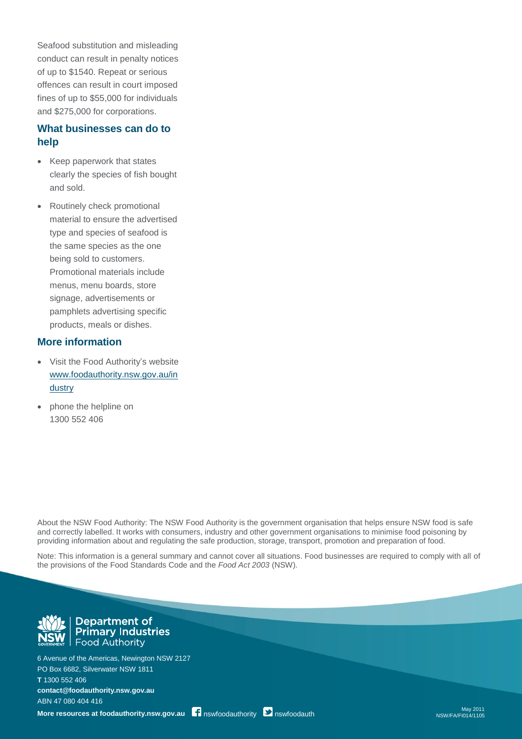Seafood substitution and misleading conduct can result in penalty notices of up to $1540. Repeat or serious offences can result in court imposed fines of up to $55,000 for individuals and $275,000 for corporations.

## What businesses can do to help

- Keep paperwork that states clearly the species of fish bought and sold.
- Routinely check promotional material to ensure the advertised type and species of seafood is the same species as the one being sold to customers. Promotional materials include menus, menu boards, store signage, advertisements or pamphlets advertising specific products, meals or dishes.

## More information

- Visit the Food Authority's website [www.foodauthority.nsw.gov.au/industry](http://www.foodauthority.nsw.gov.au/industry)
- phone the helpline on 1300 552 406

About the NSW Food Authority: The NSW Food Authority is the government organisation that helps ensure NSW food is safe and correctly labelled. It works with consumers, industry and other government organisations to minimise food poisoning by providing information about and regulating the safe production, storage, transport, promotion and preparation of food.

Note: This information is a general summary and cannot cover all situations. Food businesses are required to comply with all of the provisions of the Food Standards Code and the *Food Act 2003* (NSW).

NSW GOVERNMENT | Department of Primary Industries
Food Authority

6 Avenue of the Americas, Newington NSW 2127
PO Box 6682, Silverwater NSW 1811
**T** 1300 552 406
**contact@foodauthority.nsw.gov.au**
ABN 47 080 404 416

**More resources at foodauthority.nsw.gov.au** nswfoodauthority nswfoodauth

May 2011
NSW/FA/FI014/1105